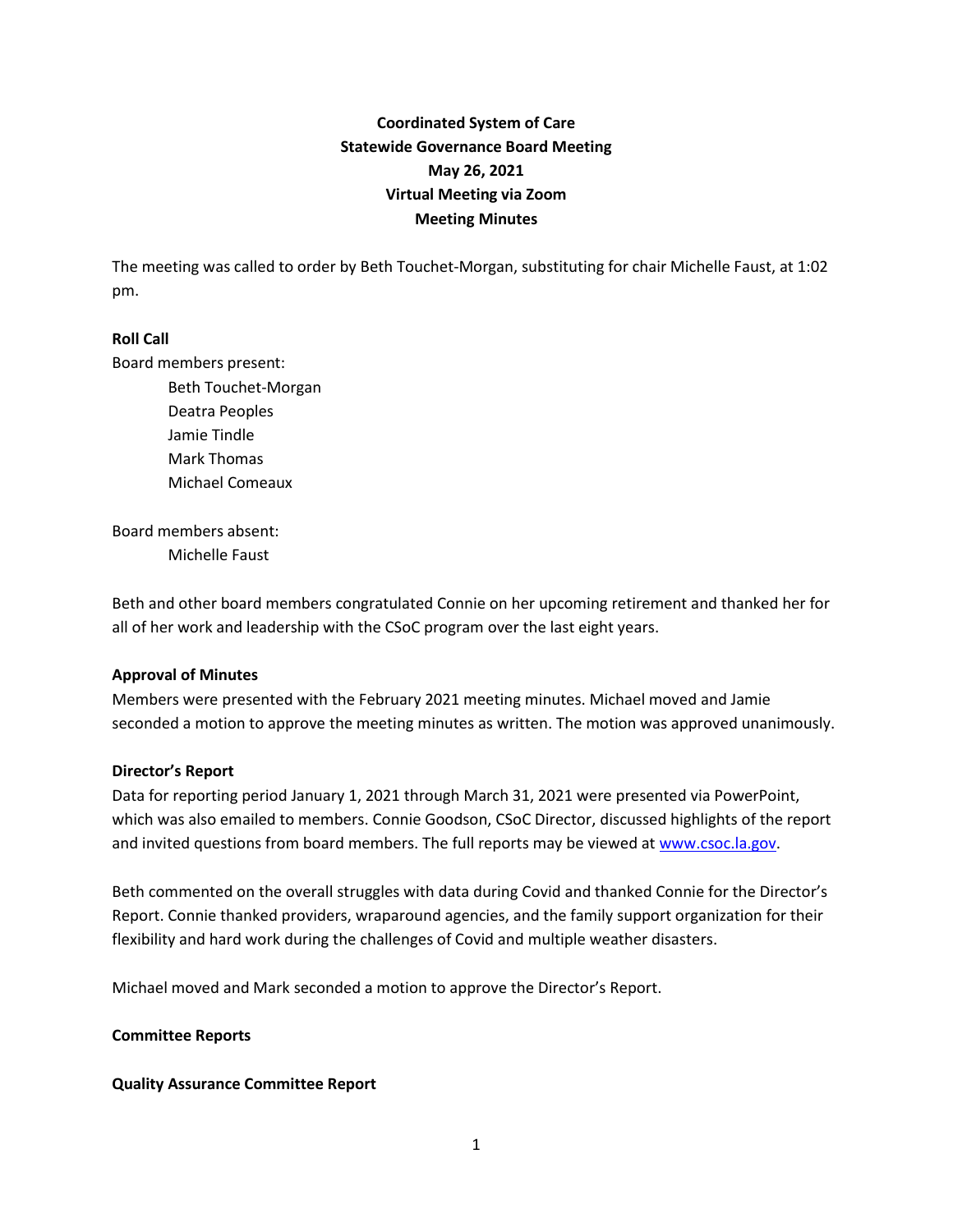**Coordinated System of Care**
**Statewide Governance Board Meeting**
**May 26, 2021**
**Virtual Meeting via Zoom**
**Meeting Minutes**

The meeting was called to order by Beth Touchet-Morgan, substituting for chair Michelle Faust, at 1:02 pm.

**Roll Call**

Board members present:

- Beth Touchet-Morgan
- Deatra Peoples
- Jamie Tindle
- Mark Thomas
- Michael Comeaux

Board members absent:

- Michelle Faust

Beth and other board members congratulated Connie on her upcoming retirement and thanked her for all of her work and leadership with the CSoC program over the last eight years.

**Approval of Minutes**

Members were presented with the February 2021 meeting minutes. Michael moved and Jamie seconded a motion to approve the meeting minutes as written. The motion was approved unanimously.

**Director's Report**

Data for reporting period January 1, 2021 through March 31, 2021 were presented via PowerPoint, which was also emailed to members. Connie Goodson, CSoC Director, discussed highlights of the report and invited questions from board members. The full reports may be viewed at [www.csoc.la.gov](www.csoc.la.gov).

Beth commented on the overall struggles with data during Covid and thanked Connie for the Director's Report. Connie thanked providers, wraparound agencies, and the family support organization for their flexibility and hard work during the challenges of Covid and multiple weather disasters.

Michael moved and Mark seconded a motion to approve the Director's Report.

**Committee Reports**

**Quality Assurance Committee Report**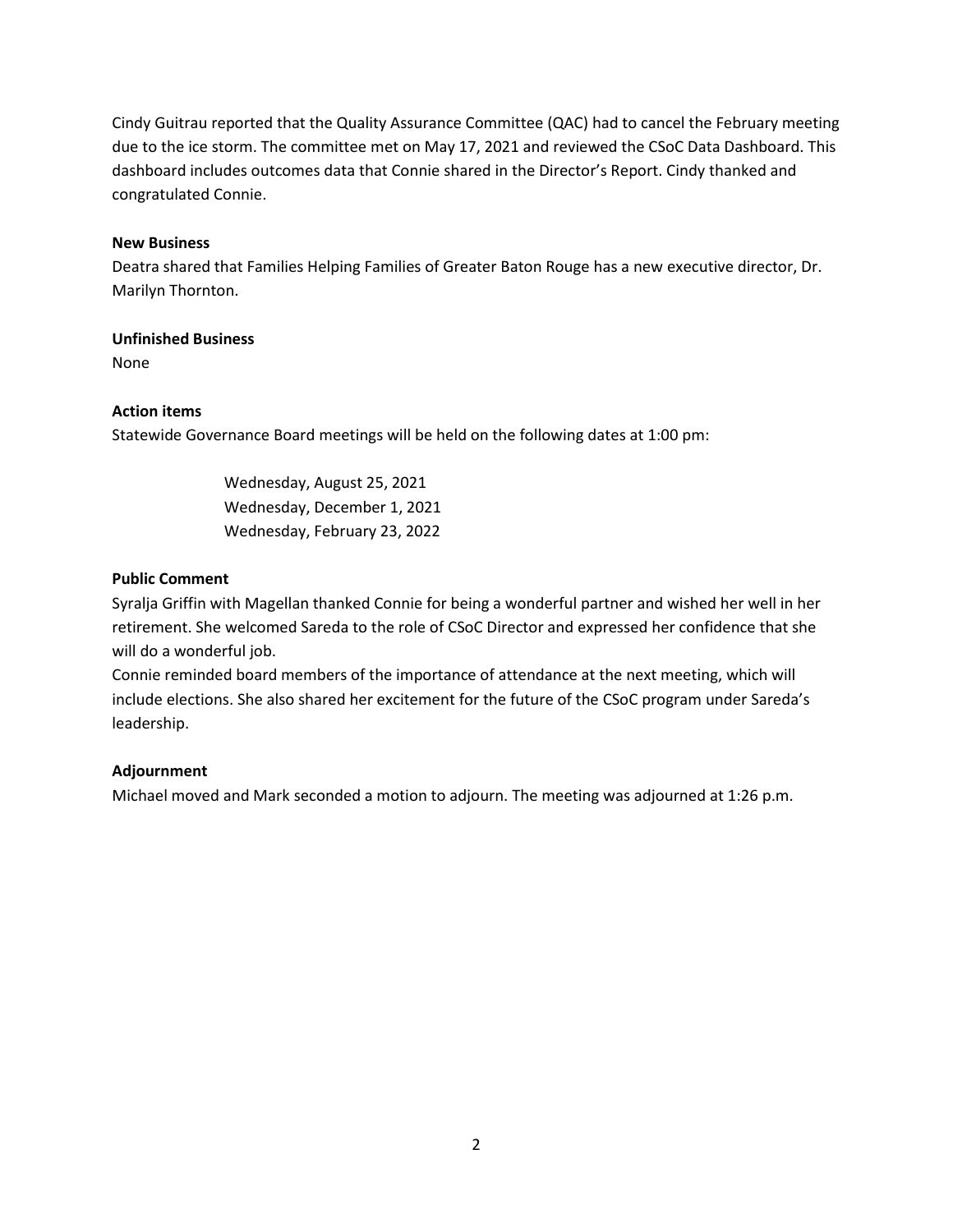Cindy Guitrau reported that the Quality Assurance Committee (QAC) had to cancel the February meeting due to the ice storm. The committee met on May 17, 2021 and reviewed the CSoC Data Dashboard. This dashboard includes outcomes data that Connie shared in the Director's Report. Cindy thanked and congratulated Connie.

**New Business**

Deatra shared that Families Helping Families of Greater Baton Rouge has a new executive director, Dr. Marilyn Thornton.

**Unfinished Business**

None

**Action items**

Statewide Governance Board meetings will be held on the following dates at 1:00 pm:

Wednesday, August 25, 2021
Wednesday, December 1, 2021
Wednesday, February 23, 2022

**Public Comment**

Syralja Griffin with Magellan thanked Connie for being a wonderful partner and wished her well in her retirement. She welcomed Sareda to the role of CSoC Director and expressed her confidence that she will do a wonderful job.

Connie reminded board members of the importance of attendance at the next meeting, which will include elections. She also shared her excitement for the future of the CSoC program under Sareda's leadership.

**Adjournment**

Michael moved and Mark seconded a motion to adjourn. The meeting was adjourned at 1:26 p.m.